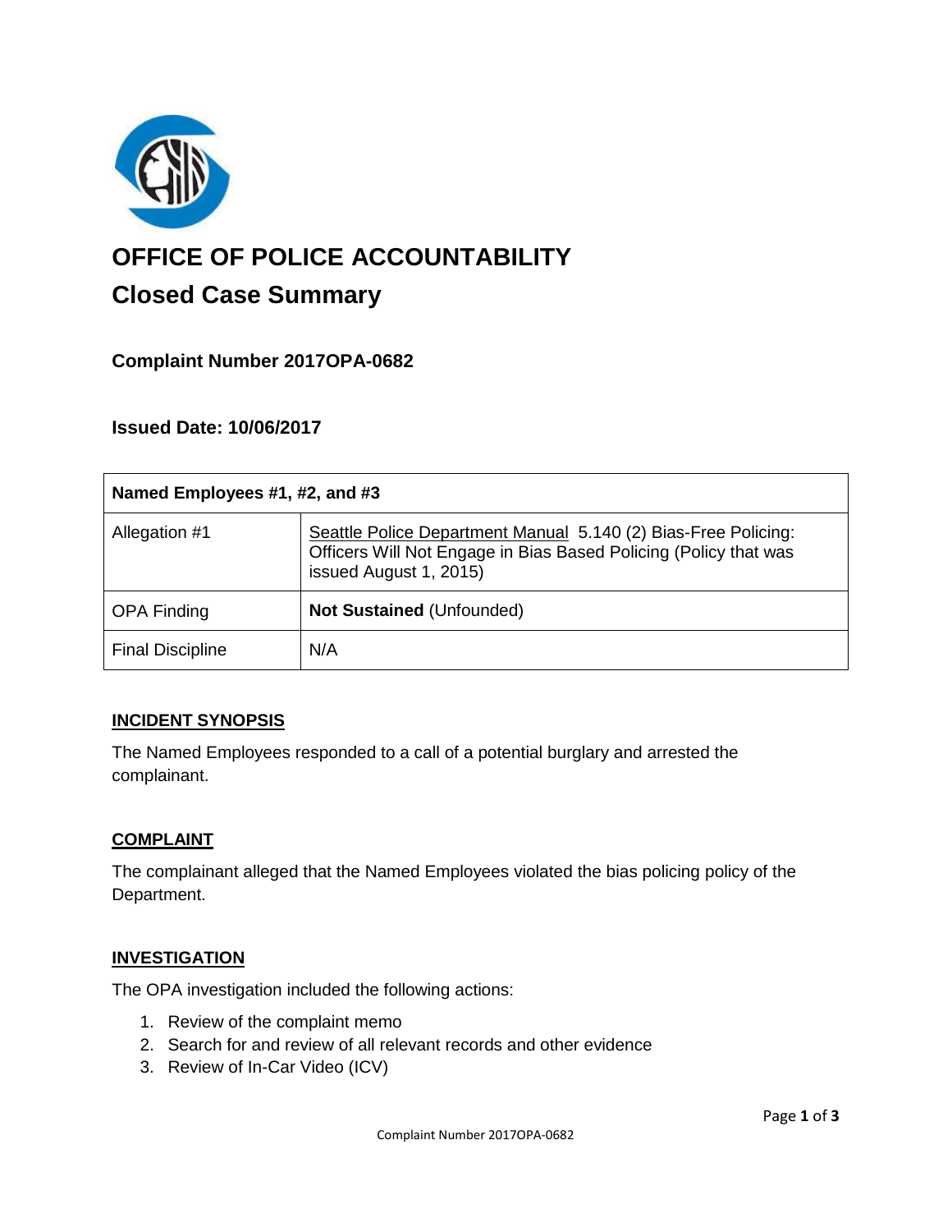# OFFICE OF POLICE ACCOUNTABILITY

## Closed Case Summary

### Complaint Number 2017OPA-0682

### Issued Date: 10/06/2017

| Named Employees #1, #2, and #3 | |
|---|---|
| Allegation #1 | Seattle Police Department Manual 5.140 (2) Bias-Free Policing: Officers Will Not Engage in Bias Based Policing (Policy that was issued August 1, 2015) |
| OPA Finding | **Not Sustained** (Unfounded) |
| Final Discipline | N/A |

**INCIDENT SYNOPSIS**

The Named Employees responded to a call of a potential burglary and arrested the complainant.

**COMPLAINT**

The complainant alleged that the Named Employees violated the bias policing policy of the Department.

**INVESTIGATION**

The OPA investigation included the following actions:

1. Review of the complaint memo
2. Search for and review of all relevant records and other evidence
3. Review of In-Car Video (ICV)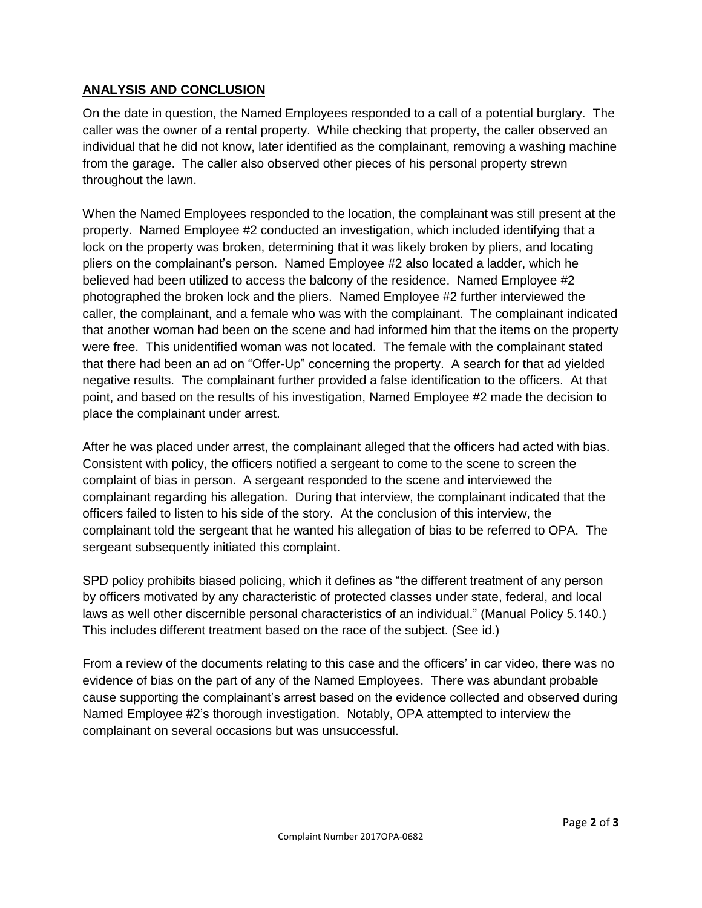## ANALYSIS AND CONCLUSION

On the date in question, the Named Employees responded to a call of a potential burglary. The caller was the owner of a rental property. While checking that property, the caller observed an individual that he did not know, later identified as the complainant, removing a washing machine from the garage. The caller also observed other pieces of his personal property strewn throughout the lawn.

When the Named Employees responded to the location, the complainant was still present at the property. Named Employee #2 conducted an investigation, which included identifying that a lock on the property was broken, determining that it was likely broken by pliers, and locating pliers on the complainant's person. Named Employee #2 also located a ladder, which he believed had been utilized to access the balcony of the residence. Named Employee #2 photographed the broken lock and the pliers. Named Employee #2 further interviewed the caller, the complainant, and a female who was with the complainant. The complainant indicated that another woman had been on the scene and had informed him that the items on the property were free. This unidentified woman was not located. The female with the complainant stated that there had been an ad on "Offer-Up" concerning the property. A search for that ad yielded negative results. The complainant further provided a false identification to the officers. At that point, and based on the results of his investigation, Named Employee #2 made the decision to place the complainant under arrest.

After he was placed under arrest, the complainant alleged that the officers had acted with bias. Consistent with policy, the officers notified a sergeant to come to the scene to screen the complaint of bias in person. A sergeant responded to the scene and interviewed the complainant regarding his allegation. During that interview, the complainant indicated that the officers failed to listen to his side of the story. At the conclusion of this interview, the complainant told the sergeant that he wanted his allegation of bias to be referred to OPA. The sergeant subsequently initiated this complaint.

SPD policy prohibits biased policing, which it defines as "the different treatment of any person by officers motivated by any characteristic of protected classes under state, federal, and local laws as well other discernible personal characteristics of an individual." (Manual Policy 5.140.) This includes different treatment based on the race of the subject. (See id.)

From a review of the documents relating to this case and the officers' in car video, there was no evidence of bias on the part of any of the Named Employees. There was abundant probable cause supporting the complainant's arrest based on the evidence collected and observed during Named Employee #2's thorough investigation. Notably, OPA attempted to interview the complainant on several occasions but was unsuccessful.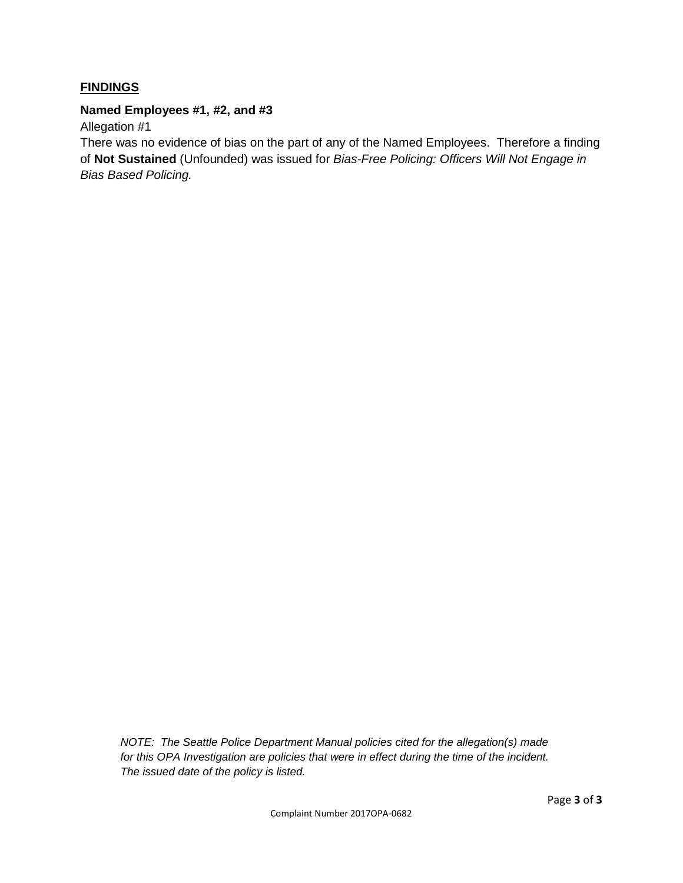## FINDINGS

**Named Employees #1, #2, and #3**

Allegation #1

There was no evidence of bias on the part of any of the Named Employees. Therefore a finding of **Not Sustained** (Unfounded) was issued for *Bias-Free Policing: Officers Will Not Engage in Bias Based Policing.*

*NOTE: The Seattle Police Department Manual policies cited for the allegation(s) made for this OPA Investigation are policies that were in effect during the time of the incident. The issued date of the policy is listed.*

Complaint Number 2017OPA-0682